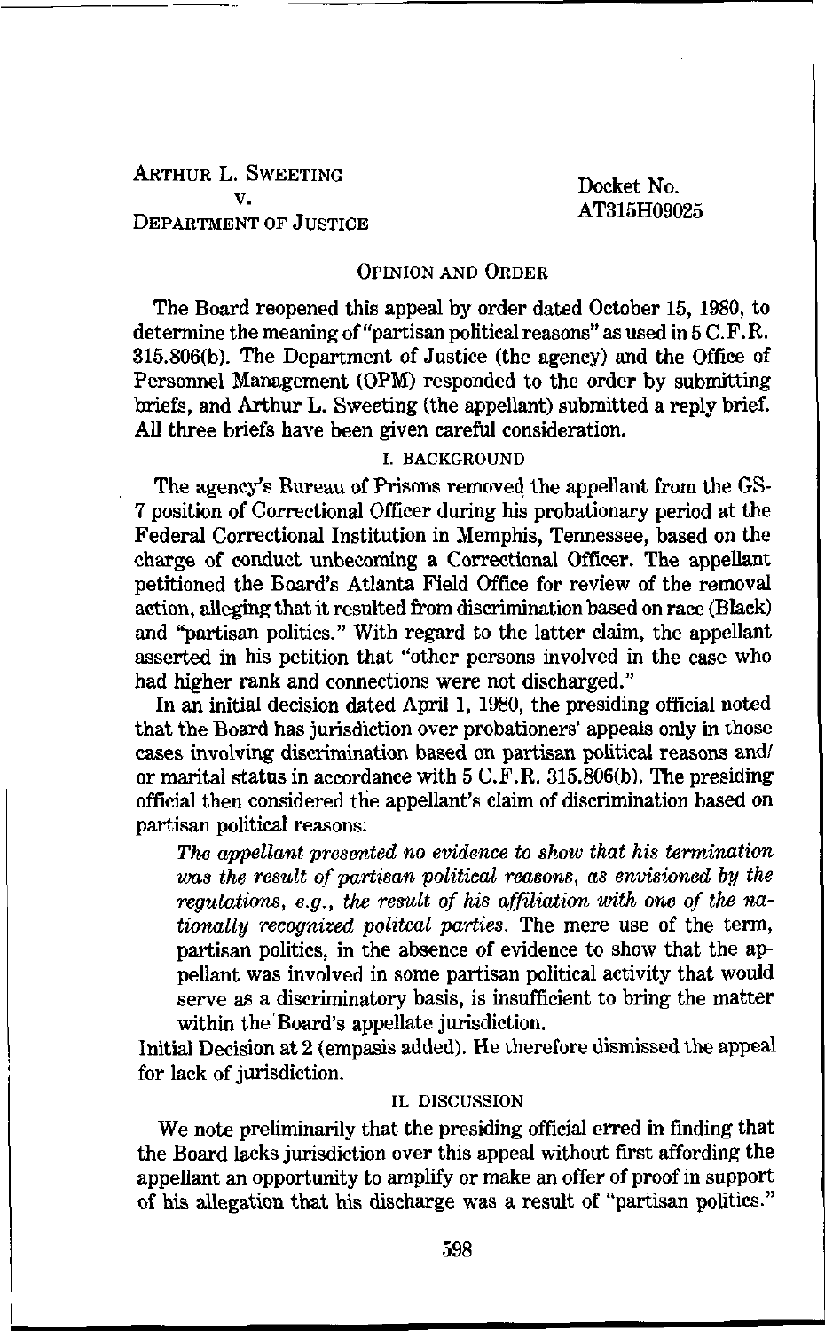ARTHUR L. SWEETING
v.
DEPARTMENT OF JUSTICE

Docket No. AT315H09025

## OPINION AND ORDER

The Board reopened this appeal by order dated October 15, 1980, to determine the meaning of "partisan political reasons" as used in 5 C.F.R. 315.806(b). The Department of Justice (the agency) and the Office of Personnel Management (OPM) responded to the order by submitting briefs, and Arthur L. Sweeting (the appellant) submitted a reply brief. All three briefs have been given careful consideration.

### I. BACKGROUND

The agency's Bureau of Prisons removed the appellant from the GS-7 position of Correctional Officer during his probationary period at the Federal Correctional Institution in Memphis, Tennessee, based on the charge of conduct unbecoming a Correctional Officer. The appellant petitioned the Board's Atlanta Field Office for review of the removal action, alleging that it resulted from discrimination based on race (Black) and "partisan politics." With regard to the latter claim, the appellant asserted in his petition that "other persons involved in the case who had higher rank and connections were not discharged."

In an initial decision dated April 1, 1980, the presiding official noted that the Board has jurisdiction over probationers' appeals only in those cases involving discrimination based on partisan political reasons and/or marital status in accordance with 5 C.F.R. 315.806(b). The presiding official then considered the appellant's claim of discrimination based on partisan political reasons:

> *The appellant presented no evidence to show that his termination was the result of partisan political reasons, as envisioned by the regulations, e.g., the result of his affiliation with one of the nationally recognized politcal parties.* The mere use of the term, partisan politics, in the absence of evidence to show that the appellant was involved in some partisan political activity that would serve as a discriminatory basis, is insufficient to bring the matter within the Board's appellate jurisdiction.

Initial Decision at 2 (empasis added). He therefore dismissed the appeal for lack of jurisdiction.

### II. DISCUSSION

We note preliminarily that the presiding official erred in finding that the Board lacks jurisdiction over this appeal without first affording the appellant an opportunity to amplify or make an offer of proof in support of his allegation that his discharge was a result of "partisan politics."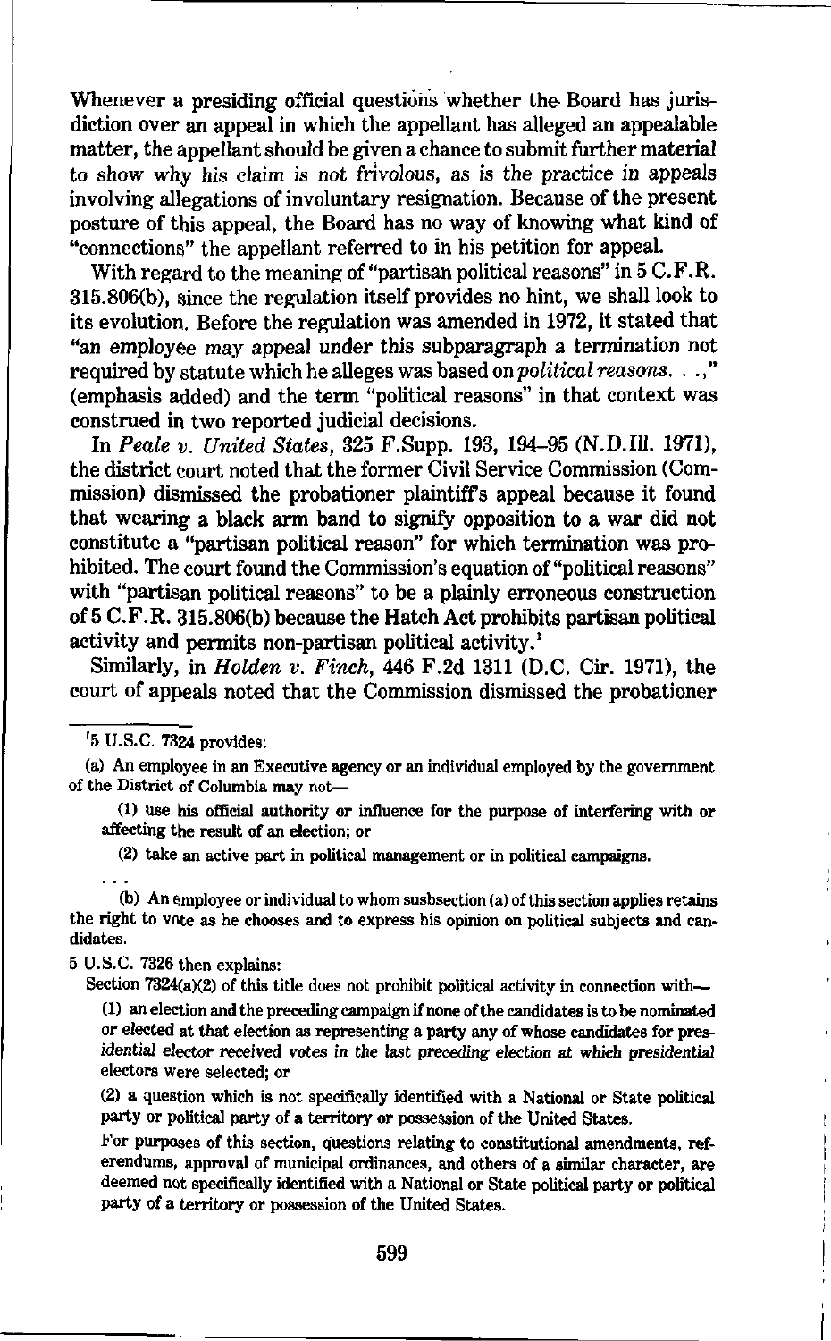Whenever a presiding official questions whether the Board has jurisdiction over an appeal in which the appellant has alleged an appealable matter, the appellant should be given a chance to submit further material to show why his claim is not frivolous, as is the practice in appeals involving allegations of involuntary resignation. Because of the present posture of this appeal, the Board has no way of knowing what kind of "connections" the appellant referred to in his petition for appeal.

With regard to the meaning of "partisan political reasons" in 5 C.F.R. 315.806(b), since the regulation itself provides no hint, we shall look to its evolution. Before the regulation was amended in 1972, it stated that "an employee may appeal under this subparagraph a termination not required by statute which he alleges was based on *political reasons*. . .," (emphasis added) and the term "political reasons" in that context was construed in two reported judicial decisions.

In *Peale v. United States*, 325 F.Supp. 193, 194–95 (N.D.Ill. 1971), the district court noted that the former Civil Service Commission (Commission) dismissed the probationer plaintiff's appeal because it found that wearing a black arm band to signify opposition to a war did not constitute a "partisan political reason" for which termination was prohibited. The court found the Commission's equation of "political reasons" with "partisan political reasons" to be a plainly erroneous construction of 5 C.F.R. 315.806(b) because the Hatch Act prohibits partisan political activity and permits non-partisan political activity.[1]

Similarly, in *Holden v. Finch*, 446 F.2d 1311 (D.C. Cir. 1971), the court of appeals noted that the Commission dismissed the probationer

---

[1] 5 U.S.C. 7324 provides:

(a) An employee in an Executive agency or an individual employed by the government of the District of Columbia may not—

(1) use his official authority or influence for the purpose of interfering with or affecting the result of an election; or

(2) take an active part in political management or in political campaigns.

. . .

(b) An employee or individual to whom susbsection (a) of this section applies retains the right to vote as he chooses and to express his opinion on political subjects and candidates.

5 U.S.C. 7326 then explains:

Section 7324(a)(2) of this title does not prohibit political activity in connection with—

(1) an election and the preceding campaign if none of the candidates is to be nominated or elected at that election as representing a party any of whose candidates for presidential elector received votes in the last preceding election at which presidential electors were selected; or

(2) a question which is not specifically identified with a National or State political party or political party of a territory or possession of the United States.

For purposes of this section, questions relating to constitutional amendments, referendums, approval of municipal ordinances, and others of a similar character, are deemed not specifically identified with a National or State political party or political party of a territory or possession of the United States.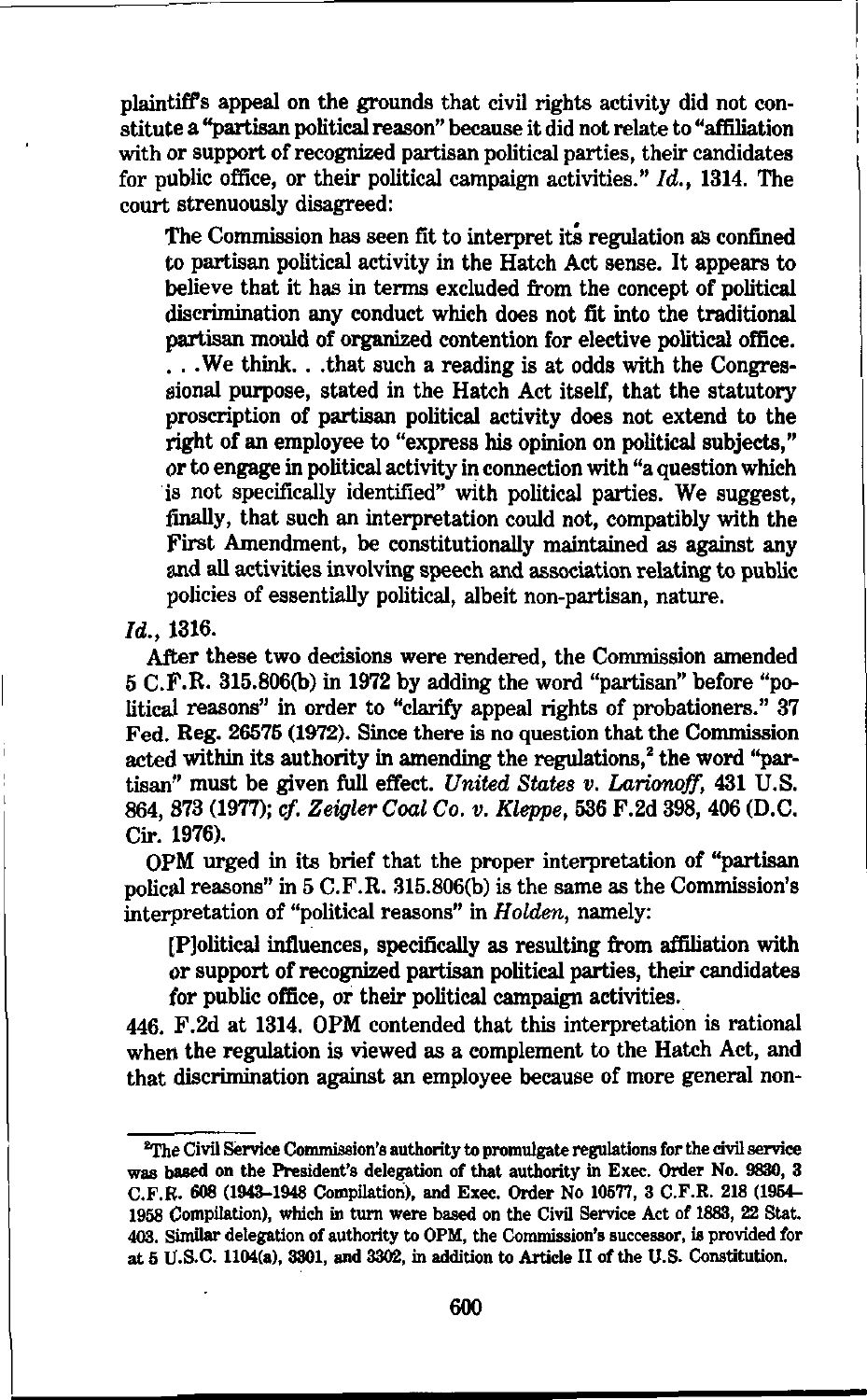plaintiff's appeal on the grounds that civil rights activity did not constitute a "partisan political reason" because it did not relate to "affiliation with or support of recognized partisan political parties, their candidates for public office, or their political campaign activities." *Id.*, 1314. The court strenuously disagreed:

> The Commission has seen fit to interpret its regulation as confined to partisan political activity in the Hatch Act sense. It appears to believe that it has in terms excluded from the concept of political discrimination any conduct which does not fit into the traditional partisan mould of organized contention for elective political office. . . . We think. . . that such a reading is at odds with the Congressional purpose, stated in the Hatch Act itself, that the statutory proscription of partisan political activity does not extend to the right of an employee to "express his opinion on political subjects," or to engage in political activity in connection with "a question which is not specifically identified" with political parties. We suggest, finally, that such an interpretation could not, compatibly with the First Amendment, be constitutionally maintained as against any and all activities involving speech and association relating to public policies of essentially political, albeit non-partisan, nature.

*Id.*, 1316.

After these two decisions were rendered, the Commission amended 5 C.F.R. 315.806(b) in 1972 by adding the word "partisan" before "political reasons" in order to "clarify appeal rights of probationers." 37 Fed. Reg. 26575 (1972). Since there is no question that the Commission acted within its authority in amending the regulations,[2] the word "partisan" must be given full effect. *United States v. Larionoff*, 431 U.S. 864, 873 (1977); *cf. Zeigler Coal Co. v. Kleppe*, 536 F.2d 398, 406 (D.C. Cir. 1976).

OPM urged in its brief that the proper interpretation of "partisan polical reasons" in 5 C.F.R. 315.806(b) is the same as the Commission's interpretation of "political reasons" in *Holden*, namely:

> [P]olitical influences, specifically as resulting from affiliation with or support of recognized partisan political parties, their candidates for public office, or their political campaign activities.

446. F.2d at 1314. OPM contended that this interpretation is rational when the regulation is viewed as a complement to the Hatch Act, and that discrimination against an employee because of more general non-

---

[2]The Civil Service Commission's authority to promulgate regulations for the civil service was based on the President's delegation of that authority in Exec. Order No. 9830, 3 C.F.R. 608 (1943–1948 Compilation), and Exec. Order No 10577, 3 C.F.R. 218 (1954–1958 Compilation), which in turn were based on the Civil Service Act of 1883, 22 Stat. 403. Similar delegation of authority to OPM, the Commission's successor, is provided for at 5 U.S.C. 1104(a), 3301, and 3302, in addition to Article II of the U.S. Constitution.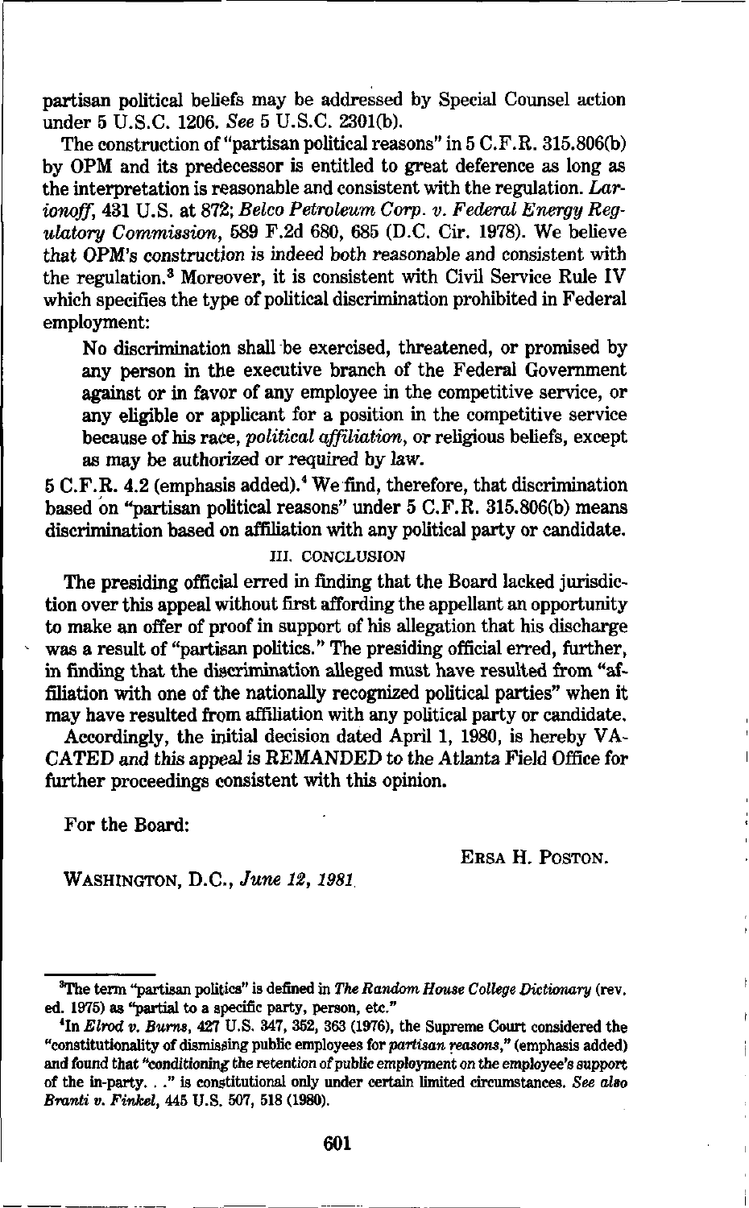partisan political beliefs may be addressed by Special Counsel action under 5 U.S.C. 1206. *See* 5 U.S.C. 2301(b).

The construction of "partisan political reasons" in 5 C.F.R. 315.806(b) by OPM and its predecessor is entitled to great deference as long as the interpretation is reasonable and consistent with the regulation. *Larionoff*, 431 U.S. at 872; *Belco Petroleum Corp. v. Federal Energy Regulatory Commission*, 589 F.2d 680, 685 (D.C. Cir. 1978). We believe that OPM's construction is indeed both reasonable and consistent with the regulation.[3] Moreover, it is consistent with Civil Service Rule IV which specifies the type of political discrimination prohibited in Federal employment:

> No discrimination shall be exercised, threatened, or promised by any person in the executive branch of the Federal Government against or in favor of any employee in the competitive service, or any eligible or applicant for a position in the competitive service because of his race, *political affiliation*, or religious beliefs, except as may be authorized or required by law.

5 C.F.R. 4.2 (emphasis added).[4] We find, therefore, that discrimination based on "partisan political reasons" under 5 C.F.R. 315.806(b) means discrimination based on affiliation with any political party or candidate.

## III. CONCLUSION

The presiding official erred in finding that the Board lacked jurisdiction over this appeal without first affording the appellant an opportunity to make an offer of proof in support of his allegation that his discharge was a result of "partisan politics." The presiding official erred, further, in finding that the discrimination alleged must have resulted from "affiliation with one of the nationally recognized political parties" when it may have resulted from affiliation with any political party or candidate.

Accordingly, the initial decision dated April 1, 1980, is hereby VACATED and this appeal is REMANDED to the Atlanta Field Office for further proceedings consistent with this opinion.

For the Board:

ERSA H. POSTON.

WASHINGTON, D.C., *June 12, 1981*.

---

[3] The term "partisan politics" is defined in *The Random House College Dictionary* (rev. ed. 1975) as "partial to a specific party, person, etc."

[4] In *Elrod v. Burns*, 427 U.S. 347, 352, 363 (1976), the Supreme Court considered the "constitutionality of dismissing public employees for *partisan reasons*," (emphasis added) and found that "conditioning the retention of public employment on the employee's support of the in-party. . ." is constitutional only under certain limited circumstances. *See also Branti v. Finkel*, 445 U.S. 507, 518 (1980).